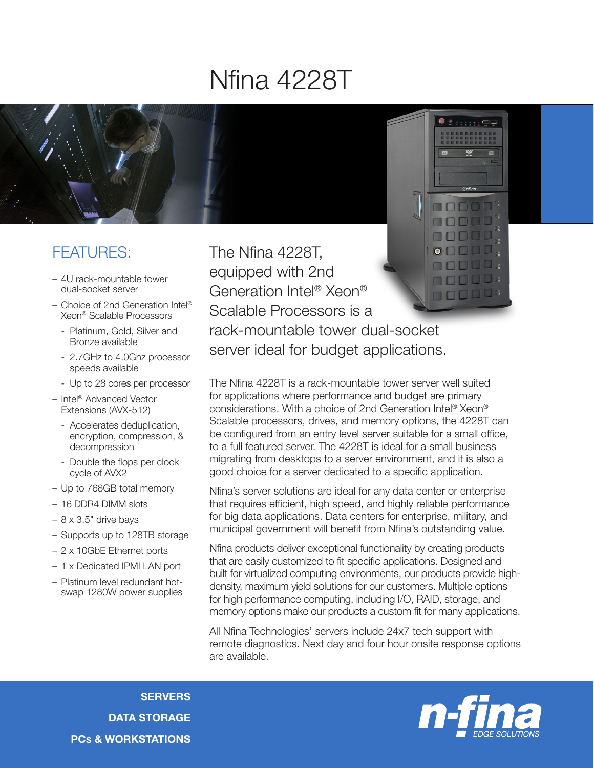# Nfina 4228T

## FEATURES:

- 4U rack-mountable tower dual-socket server
- Choice of 2nd Generation Intel® Xeon® Scalable Processors
  - Platinum, Gold, Silver and Bronze available
  - 2.7GHz to 4.0Ghz processor speeds available
  - Up to 28 cores per processor
- Intel® Advanced Vector Extensions (AVX-512)
  - Accelerates deduplication, encryption, compression, & decompression
  - Double the flops per clock cycle of AVX2
- Up to 768GB total memory
- 16 DDR4 DIMM slots
- 8 x 3.5" drive bays
- Supports up to 128TB storage
- 2 x 10GbE Ethernet ports
- 1 x Dedicated IPMI LAN port
- Platinum level redundant hot-swap 1280W power supplies

## The Nfina 4228T, equipped with 2nd Generation Intel® Xeon® Scalable Processors is a rack-mountable tower dual-socket server ideal for budget applications.

The Nfina 4228T is a rack-mountable tower server well suited for applications where performance and budget are primary considerations. With a choice of 2nd Generation Intel® Xeon® Scalable processors, drives, and memory options, the 4228T can be configured from an entry level server suitable for a small office, to a full featured server. The 4228T is ideal for a small business migrating from desktops to a server environment, and it is also a good choice for a server dedicated to a specific application.

Nfina's server solutions are ideal for any data center or enterprise that requires efficient, high speed, and highly reliable performance for big data applications. Data centers for enterprise, military, and municipal government will benefit from Nfina's outstanding value.

Nfina products deliver exceptional functionality by creating products that are easily customized to fit specific applications. Designed and built for virtualized computing environments, our products provide high-density, maximum yield solutions for our customers. Multiple options for high performance computing, including I/O, RAID, storage, and memory options make our products a custom fit for many applications.

All Nfina Technologies' servers include 24x7 tech support with remote diagnostics. Next day and four hour onsite response options are available.

**SERVERS**
**DATA STORAGE**
**PCs & WORKSTATIONS**

n-fina EDGE SOLUTIONS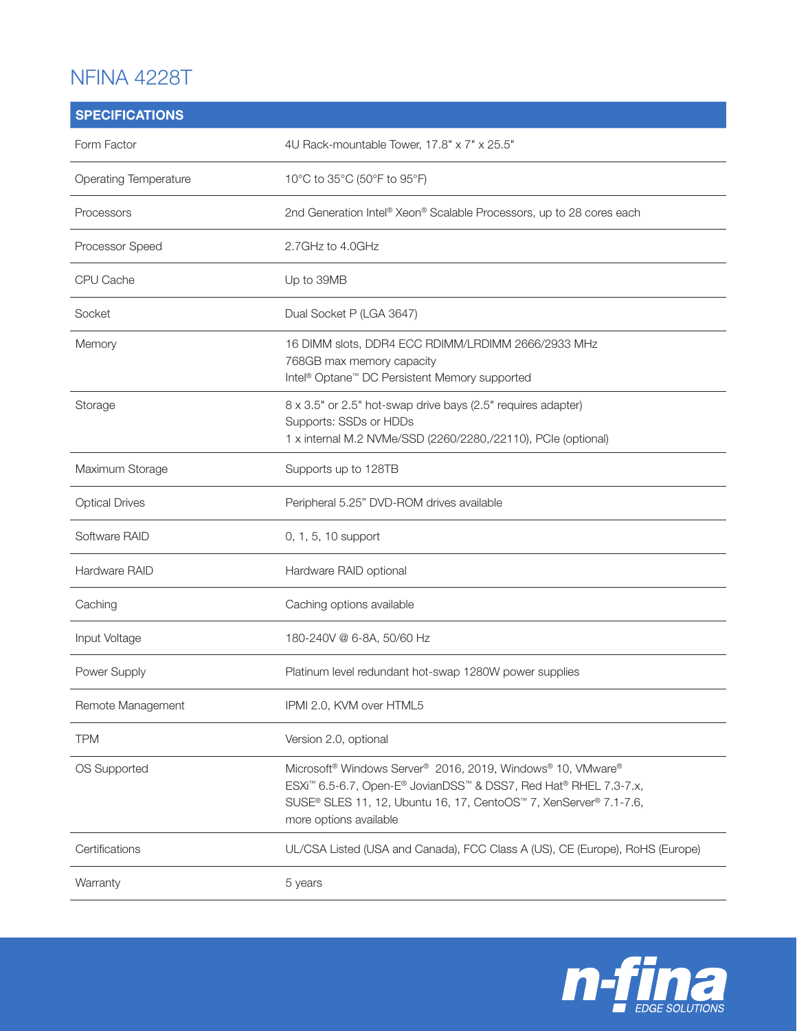# NFINA 4228T

| SPECIFICATIONS | |
|---|---|
| Form Factor | 4U Rack-mountable Tower, 17.8" x 7" x 25.5" |
| Operating Temperature | 10°C to 35°C (50°F to 95°F) |
| Processors | 2nd Generation Intel® Xeon® Scalable Processors, up to 28 cores each |
| Processor Speed | 2.7GHz to 4.0GHz |
| CPU Cache | Up to 39MB |
| Socket | Dual Socket P (LGA 3647) |
| Memory | 16 DIMM slots, DDR4 ECC RDIMM/LRDIMM 2666/2933 MHz<br>768GB max memory capacity<br>Intel® Optane™ DC Persistent Memory supported |
| Storage | 8 x 3.5" or 2.5" hot-swap drive bays (2.5" requires adapter)<br>Supports: SSDs or HDDs<br>1 x internal M.2 NVMe/SSD (2260/2280,/22110), PCIe (optional) |
| Maximum Storage | Supports up to 128TB |
| Optical Drives | Peripheral 5.25" DVD-ROM drives available |
| Software RAID | 0, 1, 5, 10 support |
| Hardware RAID | Hardware RAID optional |
| Caching | Caching options available |
| Input Voltage | 180-240V @ 6-8A, 50/60 Hz |
| Power Supply | Platinum level redundant hot-swap 1280W power supplies |
| Remote Management | IPMI 2.0, KVM over HTML5 |
| TPM | Version 2.0, optional |
| OS Supported | Microsoft® Windows Server® 2016, 2019, Windows® 10, VMware® ESXi™ 6.5-6.7, Open-E® JovianDSS™ & DSS7, Red Hat® RHEL 7.3-7.x, SUSE® SLES 11, 12, Ubuntu 16, 17, CentoOS™ 7, XenServer® 7.1-7.6, more options available |
| Certifications | UL/CSA Listed (USA and Canada), FCC Class A (US), CE (Europe), RoHS (Europe) |
| Warranty | 5 years |

n-fina EDGE SOLUTIONS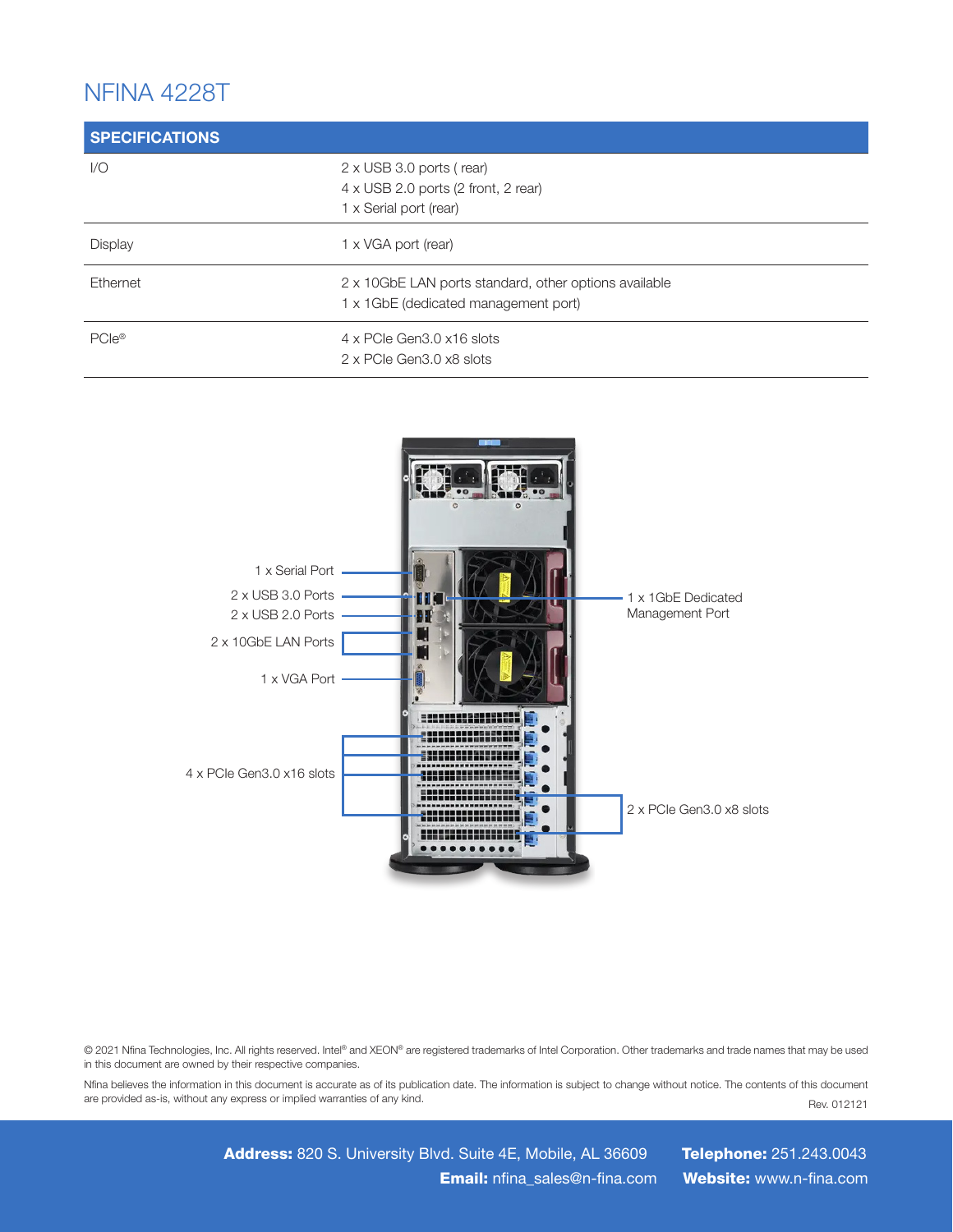# NFINA 4228T

| SPECIFICATIONS | |
|---|---|
| I/O | 2 x USB 3.0 ports ( rear)<br>4 x USB 2.0 ports (2 front, 2 rear)<br>1 x Serial port (rear) |
| Display | 1 x VGA port (rear) |
| Ethernet | 2 x 10GbE LAN ports standard, other options available<br>1 x 1GbE (dedicated management port) |
| PCIe® | 4 x PCIe Gen3.0 x16 slots<br>2 x PCIe Gen3.0 x8 slots |

1 x Serial Port

2 x USB 3.0 Ports

2 x USB 2.0 Ports

2 x 10GbE LAN Ports

1 x VGA Port

4 x PCIe Gen3.0 x16 slots

1 x 1GbE Dedicated Management Port

2 x PCIe Gen3.0 x8 slots

© 2021 Nfina Technologies, Inc. All rights reserved. Intel® and XEON® are registered trademarks of Intel Corporation. Other trademarks and trade names that may be used in this document are owned by their respective companies.

Nfina believes the information in this document is accurate as of its publication date. The information is subject to change without notice. The contents of this document are provided as-is, without any express or implied warranties of any kind.

Rev. 012121

**Address:** 820 S. University Blvd. Suite 4E, Mobile, AL 36609 **Telephone:** 251.243.0043
**Email:** nfina_sales@n-fina.com **Website:** www.n-fina.com